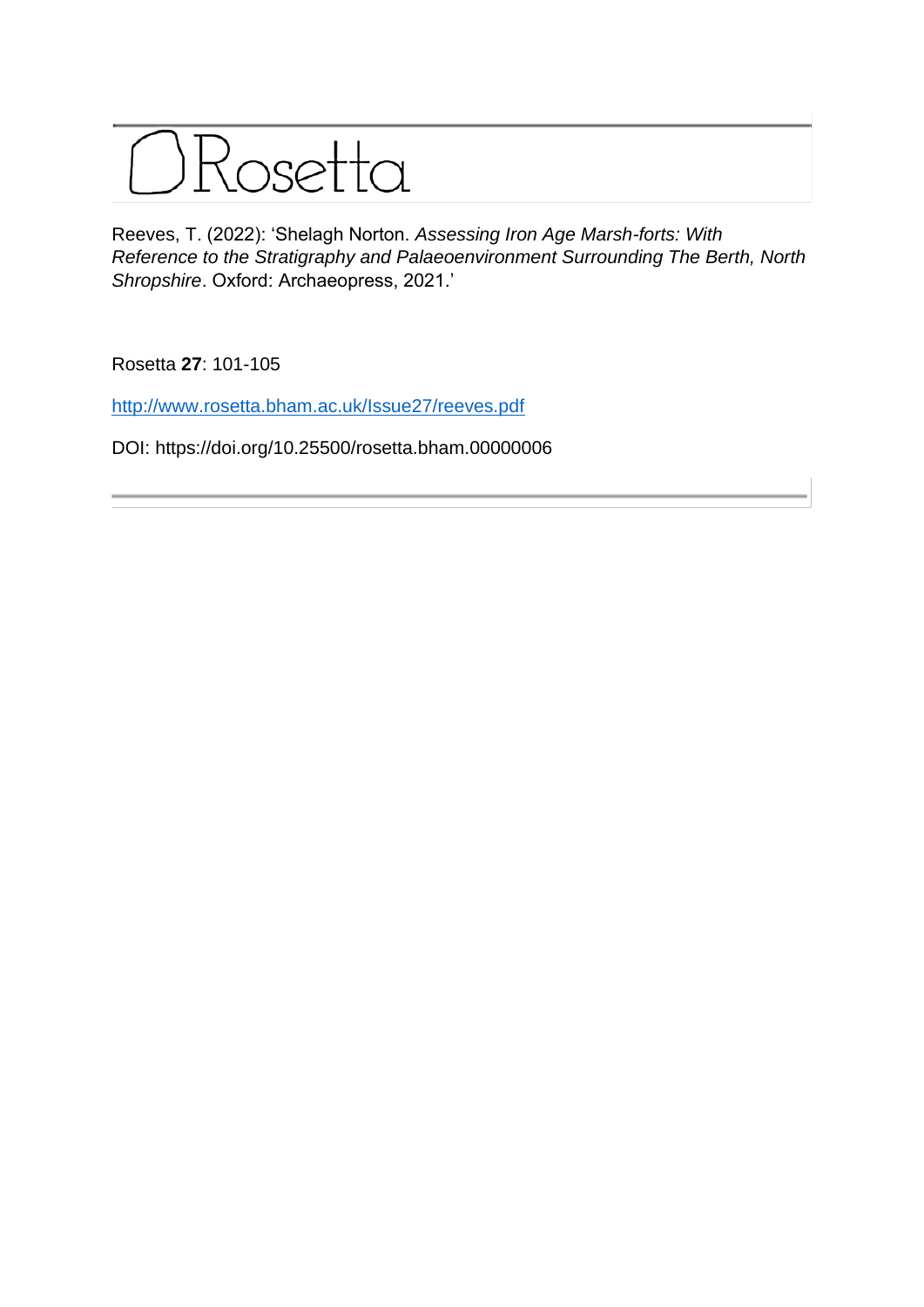# Rosetta

Reeves, T. (2022): 'Shelagh Norton. *Assessing Iron Age Marsh-forts: With Reference to the Stratigraphy and Palaeoenvironment Surrounding The Berth, North Shropshire*. Oxford: Archaeopress, 2021.'

Rosetta **27**: 101-105

http://www.rosetta.bham.ac.uk/Issue27/reeves.pdf

DOI: https://doi.org/10.25500/rosetta.bham.00000006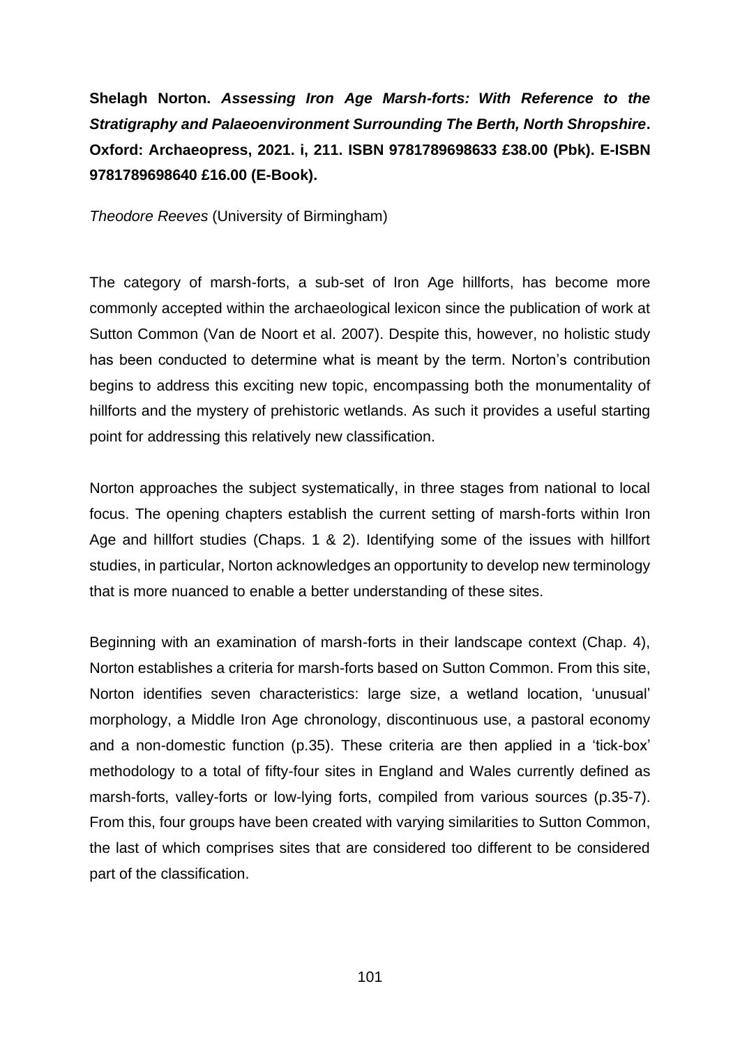**Shelagh Norton. *Assessing Iron Age Marsh-forts: With Reference to the Stratigraphy and Palaeoenvironment Surrounding The Berth, North Shropshire*. Oxford: Archaeopress, 2021. i, 211. ISBN 9781789698633 £38.00 (Pbk). E-ISBN 9781789698640 £16.00 (E-Book).**

*Theodore Reeves* (University of Birmingham)

The category of marsh-forts, a sub-set of Iron Age hillforts, has become more commonly accepted within the archaeological lexicon since the publication of work at Sutton Common (Van de Noort et al. 2007). Despite this, however, no holistic study has been conducted to determine what is meant by the term. Norton's contribution begins to address this exciting new topic, encompassing both the monumentality of hillforts and the mystery of prehistoric wetlands. As such it provides a useful starting point for addressing this relatively new classification.

Norton approaches the subject systematically, in three stages from national to local focus. The opening chapters establish the current setting of marsh-forts within Iron Age and hillfort studies (Chaps. 1 & 2). Identifying some of the issues with hillfort studies, in particular, Norton acknowledges an opportunity to develop new terminology that is more nuanced to enable a better understanding of these sites.

Beginning with an examination of marsh-forts in their landscape context (Chap. 4), Norton establishes a criteria for marsh-forts based on Sutton Common. From this site, Norton identifies seven characteristics: large size, a wetland location, 'unusual' morphology, a Middle Iron Age chronology, discontinuous use, a pastoral economy and a non-domestic function (p.35). These criteria are then applied in a 'tick-box' methodology to a total of fifty-four sites in England and Wales currently defined as marsh-forts, valley-forts or low-lying forts, compiled from various sources (p.35-7). From this, four groups have been created with varying similarities to Sutton Common, the last of which comprises sites that are considered too different to be considered part of the classification.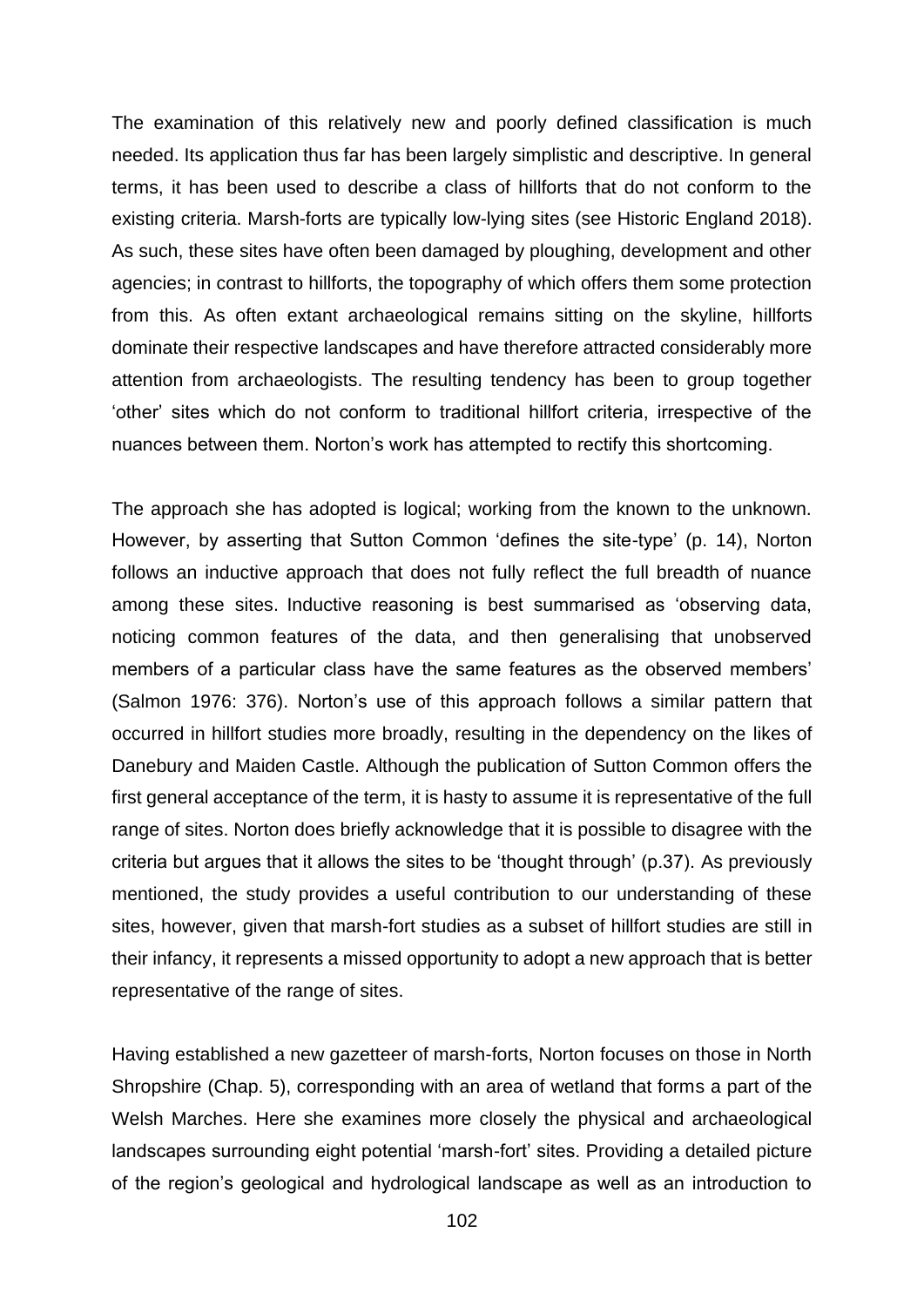The examination of this relatively new and poorly defined classification is much needed. Its application thus far has been largely simplistic and descriptive. In general terms, it has been used to describe a class of hillforts that do not conform to the existing criteria. Marsh-forts are typically low-lying sites (see Historic England 2018). As such, these sites have often been damaged by ploughing, development and other agencies; in contrast to hillforts, the topography of which offers them some protection from this. As often extant archaeological remains sitting on the skyline, hillforts dominate their respective landscapes and have therefore attracted considerably more attention from archaeologists. The resulting tendency has been to group together 'other' sites which do not conform to traditional hillfort criteria, irrespective of the nuances between them. Norton's work has attempted to rectify this shortcoming.

The approach she has adopted is logical; working from the known to the unknown. However, by asserting that Sutton Common 'defines the site-type' (p. 14), Norton follows an inductive approach that does not fully reflect the full breadth of nuance among these sites. Inductive reasoning is best summarised as 'observing data, noticing common features of the data, and then generalising that unobserved members of a particular class have the same features as the observed members' (Salmon 1976: 376). Norton's use of this approach follows a similar pattern that occurred in hillfort studies more broadly, resulting in the dependency on the likes of Danebury and Maiden Castle. Although the publication of Sutton Common offers the first general acceptance of the term, it is hasty to assume it is representative of the full range of sites. Norton does briefly acknowledge that it is possible to disagree with the criteria but argues that it allows the sites to be 'thought through' (p.37). As previously mentioned, the study provides a useful contribution to our understanding of these sites, however, given that marsh-fort studies as a subset of hillfort studies are still in their infancy, it represents a missed opportunity to adopt a new approach that is better representative of the range of sites.

Having established a new gazetteer of marsh-forts, Norton focuses on those in North Shropshire (Chap. 5), corresponding with an area of wetland that forms a part of the Welsh Marches. Here she examines more closely the physical and archaeological landscapes surrounding eight potential 'marsh-fort' sites. Providing a detailed picture of the region's geological and hydrological landscape as well as an introduction to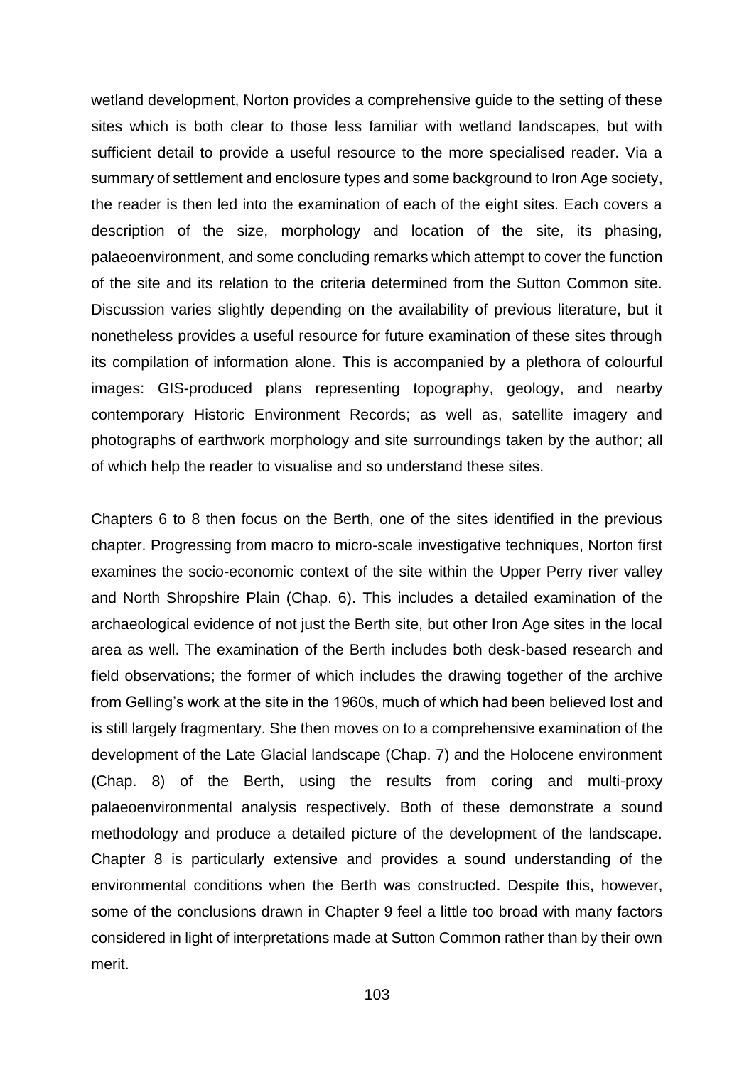wetland development, Norton provides a comprehensive guide to the setting of these sites which is both clear to those less familiar with wetland landscapes, but with sufficient detail to provide a useful resource to the more specialised reader. Via a summary of settlement and enclosure types and some background to Iron Age society, the reader is then led into the examination of each of the eight sites. Each covers a description of the size, morphology and location of the site, its phasing, palaeoenvironment, and some concluding remarks which attempt to cover the function of the site and its relation to the criteria determined from the Sutton Common site. Discussion varies slightly depending on the availability of previous literature, but it nonetheless provides a useful resource for future examination of these sites through its compilation of information alone. This is accompanied by a plethora of colourful images: GIS-produced plans representing topography, geology, and nearby contemporary Historic Environment Records; as well as, satellite imagery and photographs of earthwork morphology and site surroundings taken by the author; all of which help the reader to visualise and so understand these sites.

Chapters 6 to 8 then focus on the Berth, one of the sites identified in the previous chapter. Progressing from macro to micro-scale investigative techniques, Norton first examines the socio-economic context of the site within the Upper Perry river valley and North Shropshire Plain (Chap. 6). This includes a detailed examination of the archaeological evidence of not just the Berth site, but other Iron Age sites in the local area as well. The examination of the Berth includes both desk-based research and field observations; the former of which includes the drawing together of the archive from Gelling's work at the site in the 1960s, much of which had been believed lost and is still largely fragmentary. She then moves on to a comprehensive examination of the development of the Late Glacial landscape (Chap. 7) and the Holocene environment (Chap. 8) of the Berth, using the results from coring and multi-proxy palaeoenvironmental analysis respectively. Both of these demonstrate a sound methodology and produce a detailed picture of the development of the landscape. Chapter 8 is particularly extensive and provides a sound understanding of the environmental conditions when the Berth was constructed. Despite this, however, some of the conclusions drawn in Chapter 9 feel a little too broad with many factors considered in light of interpretations made at Sutton Common rather than by their own merit.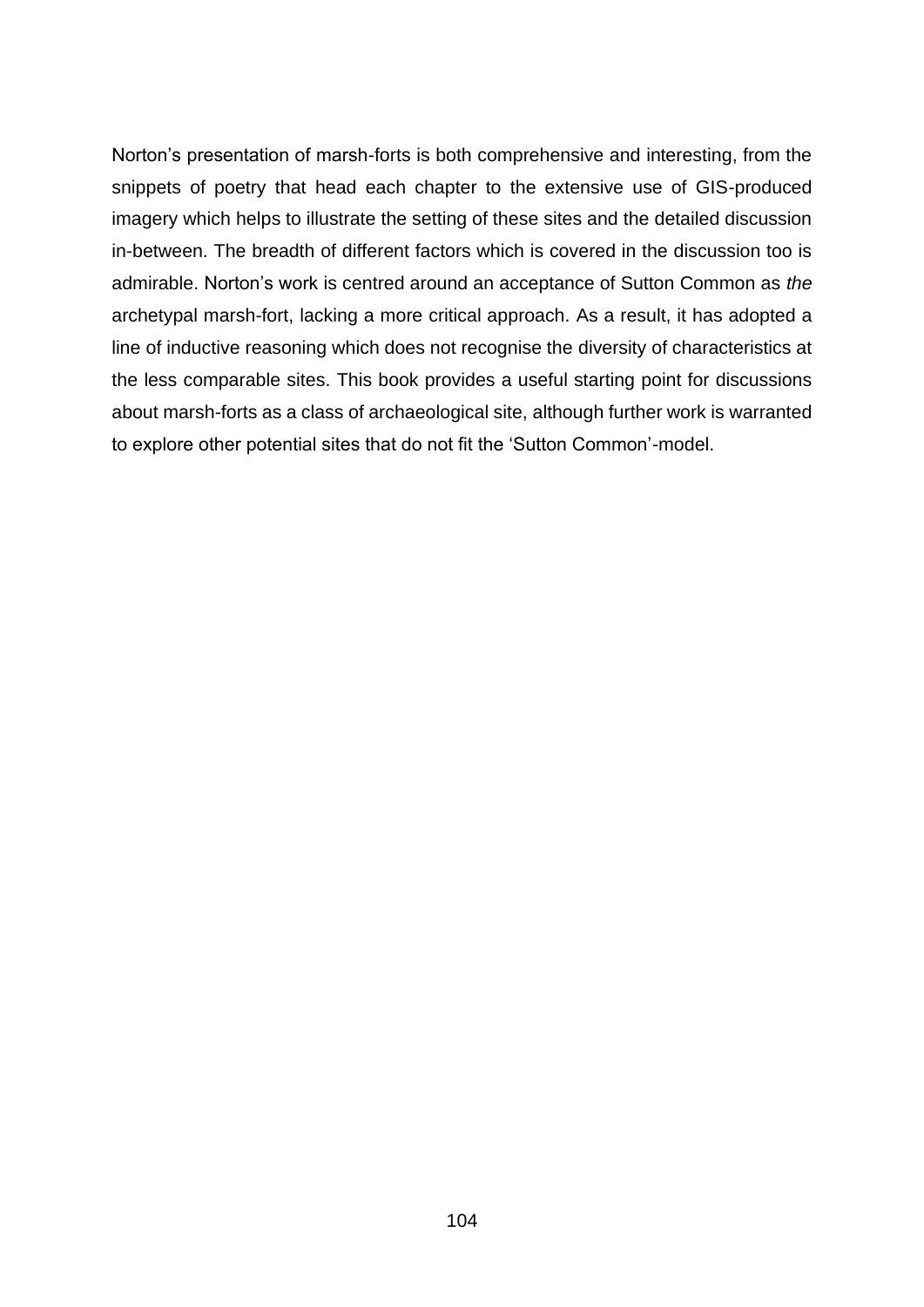Norton's presentation of marsh-forts is both comprehensive and interesting, from the snippets of poetry that head each chapter to the extensive use of GIS-produced imagery which helps to illustrate the setting of these sites and the detailed discussion in-between. The breadth of different factors which is covered in the discussion too is admirable. Norton's work is centred around an acceptance of Sutton Common as *the* archetypal marsh-fort, lacking a more critical approach. As a result, it has adopted a line of inductive reasoning which does not recognise the diversity of characteristics at the less comparable sites. This book provides a useful starting point for discussions about marsh-forts as a class of archaeological site, although further work is warranted to explore other potential sites that do not fit the 'Sutton Common'-model.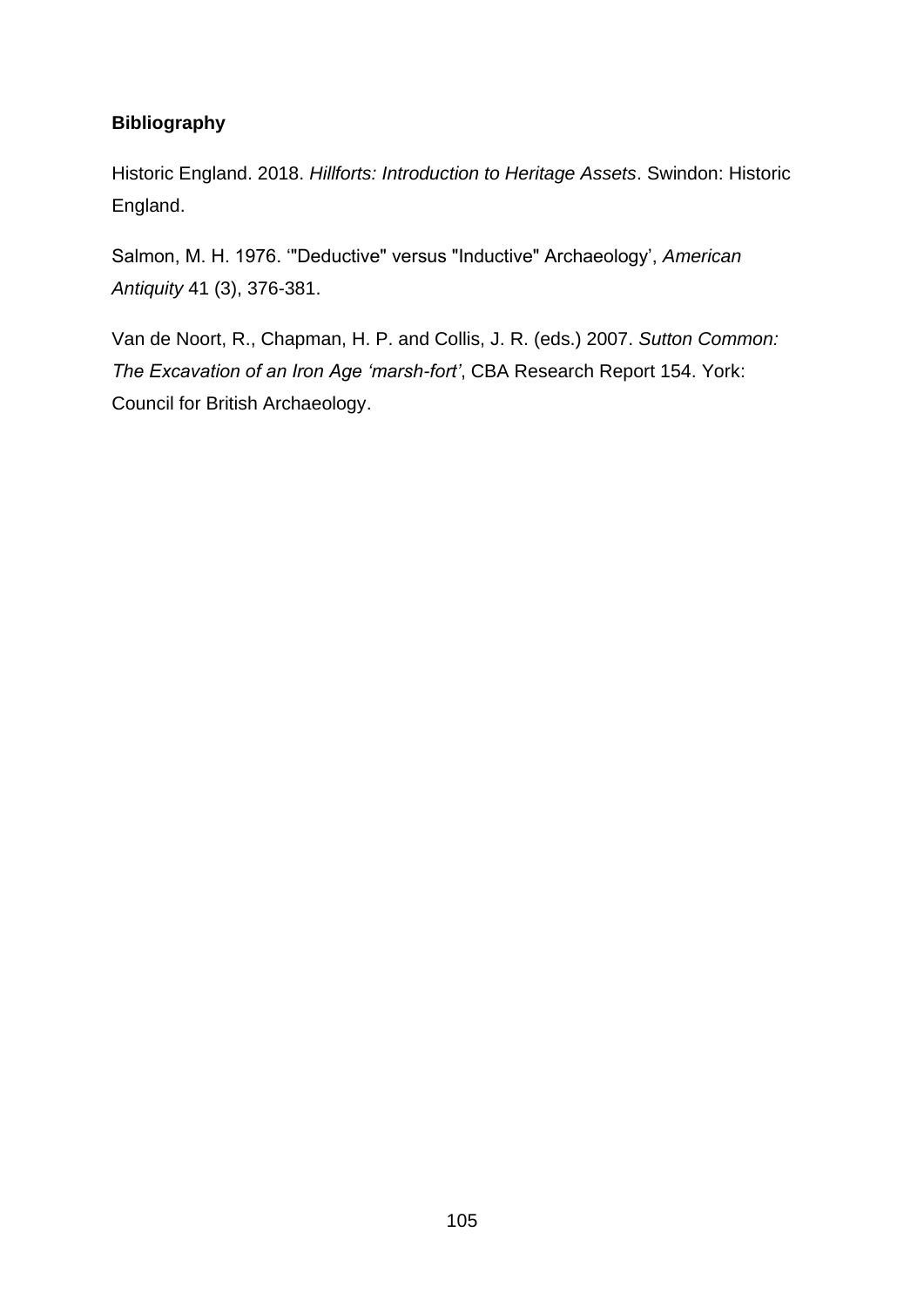**Bibliography**

Historic England. 2018. *Hillforts: Introduction to Heritage Assets*. Swindon: Historic England.

Salmon, M. H. 1976. '"Deductive" versus "Inductive" Archaeology', *American Antiquity* 41 (3), 376-381.

Van de Noort, R., Chapman, H. P. and Collis, J. R. (eds.) 2007. *Sutton Common: The Excavation of an Iron Age 'marsh-fort'*, CBA Research Report 154. York: Council for British Archaeology.